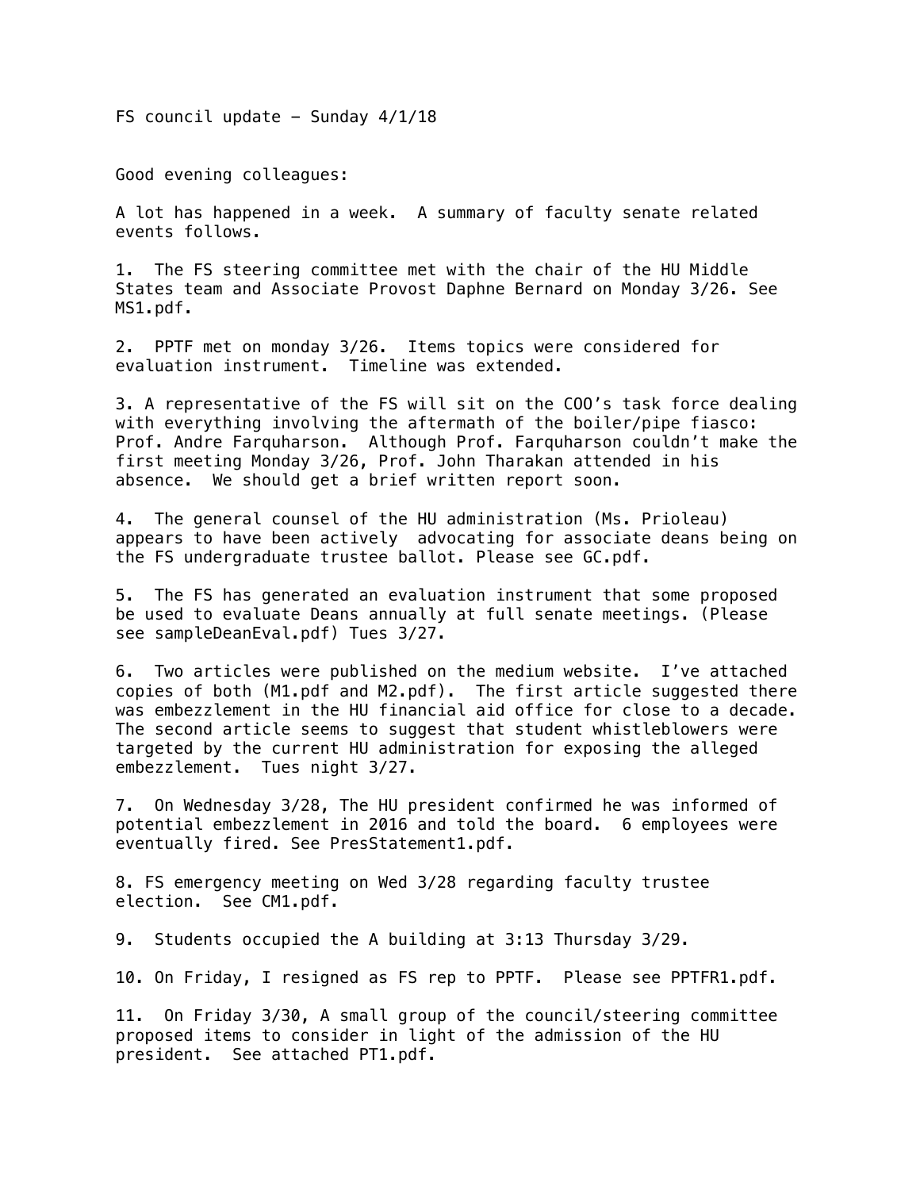FS council update – Sunday 4/1/18

Good evening colleagues:

A lot has happened in a week. A summary of faculty senate related events follows.

1. The FS steering committee met with the chair of the HU Middle States team and Associate Provost Daphne Bernard on Monday 3/26. See MS1.pdf.

2. PPTF met on monday 3/26. Items topics were considered for evaluation instrument. Timeline was extended.

3. A representative of the FS will sit on the COO's task force dealing with everything involving the aftermath of the boiler/pipe fiasco: Prof. Andre Farquharson. Although Prof. Farquharson couldn't make the first meeting Monday 3/26, Prof. John Tharakan attended in his absence. We should get a brief written report soon.

4. The general counsel of the HU administration (Ms. Prioleau) appears to have been actively advocating for associate deans being on the FS undergraduate trustee ballot. Please see GC.pdf.

5. The FS has generated an evaluation instrument that some proposed be used to evaluate Deans annually at full senate meetings. (Please see sampleDeanEval.pdf) Tues 3/27.

6. Two articles were published on the medium website. I've attached copies of both (M1.pdf and M2.pdf). The first article suggested there was embezzlement in the HU financial aid office for close to a decade. The second article seems to suggest that student whistleblowers were targeted by the current HU administration for exposing the alleged embezzlement. Tues night 3/27.

7. On Wednesday 3/28, The HU president confirmed he was informed of potential embezzlement in 2016 and told the board. 6 employees were eventually fired. See PresStatement1.pdf.

8. FS emergency meeting on Wed 3/28 regarding faculty trustee election. See CM1.pdf.

9. Students occupied the A building at 3:13 Thursday 3/29.

10. On Friday, I resigned as FS rep to PPTF. Please see PPTFR1.pdf.

11. On Friday 3/30, A small group of the council/steering committee proposed items to consider in light of the admission of the HU president. See attached PT1.pdf.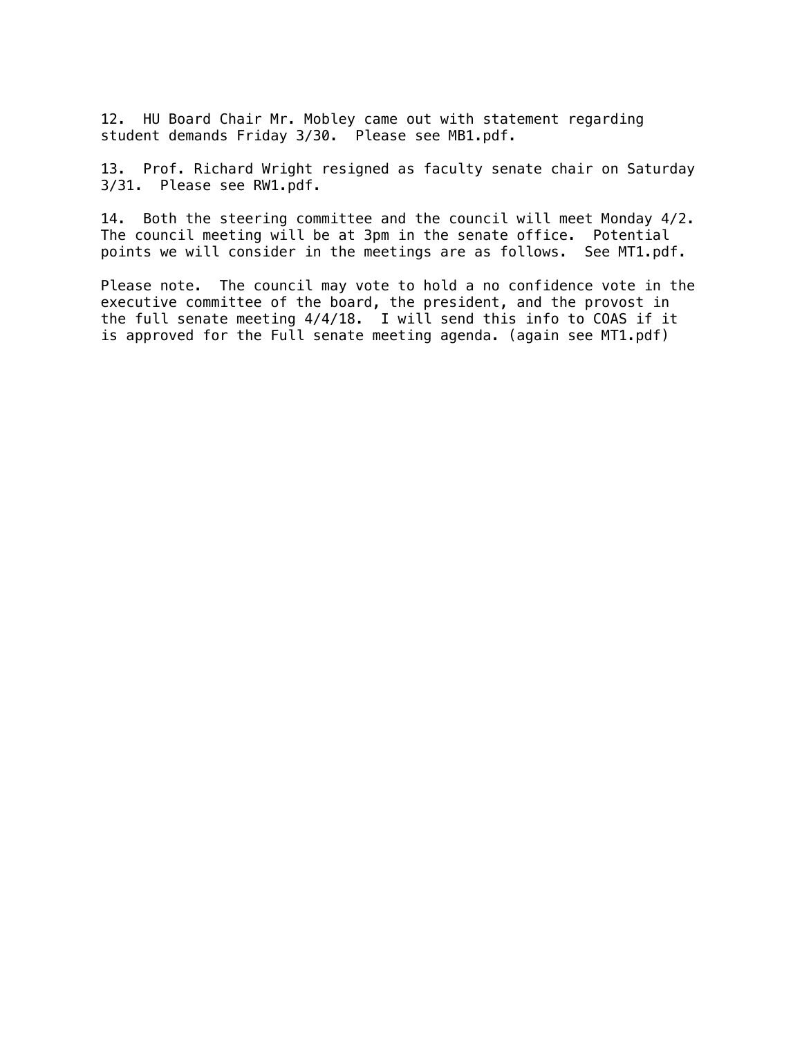12. HU Board Chair Mr. Mobley came out with statement regarding student demands Friday 3/30. Please see MB1.pdf.

13. Prof. Richard Wright resigned as faculty senate chair on Saturday 3/31. Please see RW1.pdf.

14. Both the steering committee and the council will meet Monday 4/2. The council meeting will be at 3pm in the senate office. Potential points we will consider in the meetings are as follows. See MT1.pdf.

Please note. The council may vote to hold a no confidence vote in the executive committee of the board, the president, and the provost in the full senate meeting 4/4/18. I will send this info to COAS if it is approved for the Full senate meeting agenda. (again see MT1.pdf)